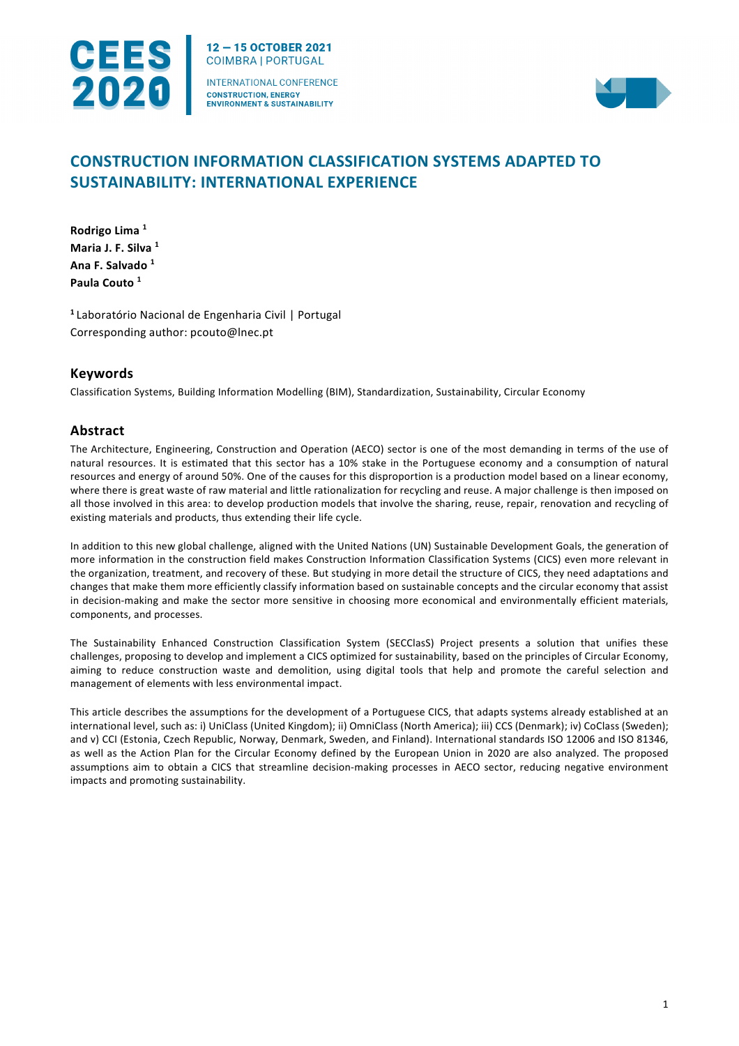# CONSTRUCTION INFORMATION CLASSIFICATION SYSTEMS ADAPTED TO SUSTAINABILITY: INTERNATIONAL EXPERIENCE

**Rodrigo Lima** [1]
**Maria J. F. Silva** [1]
**Ana F. Salvado** [1]
**Paula Couto** [1]

[1] Laboratório Nacional de Engenharia Civil | Portugal
Corresponding author: pcouto@lnec.pt

## Keywords

Classification Systems, Building Information Modelling (BIM), Standardization, Sustainability, Circular Economy

## Abstract

The Architecture, Engineering, Construction and Operation (AECO) sector is one of the most demanding in terms of the use of natural resources. It is estimated that this sector has a 10% stake in the Portuguese economy and a consumption of natural resources and energy of around 50%. One of the causes for this disproportion is a production model based on a linear economy, where there is great waste of raw material and little rationalization for recycling and reuse. A major challenge is then imposed on all those involved in this area: to develop production models that involve the sharing, reuse, repair, renovation and recycling of existing materials and products, thus extending their life cycle.

In addition to this new global challenge, aligned with the United Nations (UN) Sustainable Development Goals, the generation of more information in the construction field makes Construction Information Classification Systems (CICS) even more relevant in the organization, treatment, and recovery of these. But studying in more detail the structure of CICS, they need adaptations and changes that make them more efficiently classify information based on sustainable concepts and the circular economy that assist in decision-making and make the sector more sensitive in choosing more economical and environmentally efficient materials, components, and processes.

The Sustainability Enhanced Construction Classification System (SECClasS) Project presents a solution that unifies these challenges, proposing to develop and implement a CICS optimized for sustainability, based on the principles of Circular Economy, aiming to reduce construction waste and demolition, using digital tools that help and promote the careful selection and management of elements with less environmental impact.

This article describes the assumptions for the development of a Portuguese CICS, that adapts systems already established at an international level, such as: i) UniClass (United Kingdom); ii) OmniClass (North America); iii) CCS (Denmark); iv) CoClass (Sweden); and v) CCI (Estonia, Czech Republic, Norway, Denmark, Sweden, and Finland). International standards ISO 12006 and ISO 81346, as well as the Action Plan for the Circular Economy defined by the European Union in 2020 are also analyzed. The proposed assumptions aim to obtain a CICS that streamline decision-making processes in AECO sector, reducing negative environment impacts and promoting sustainability.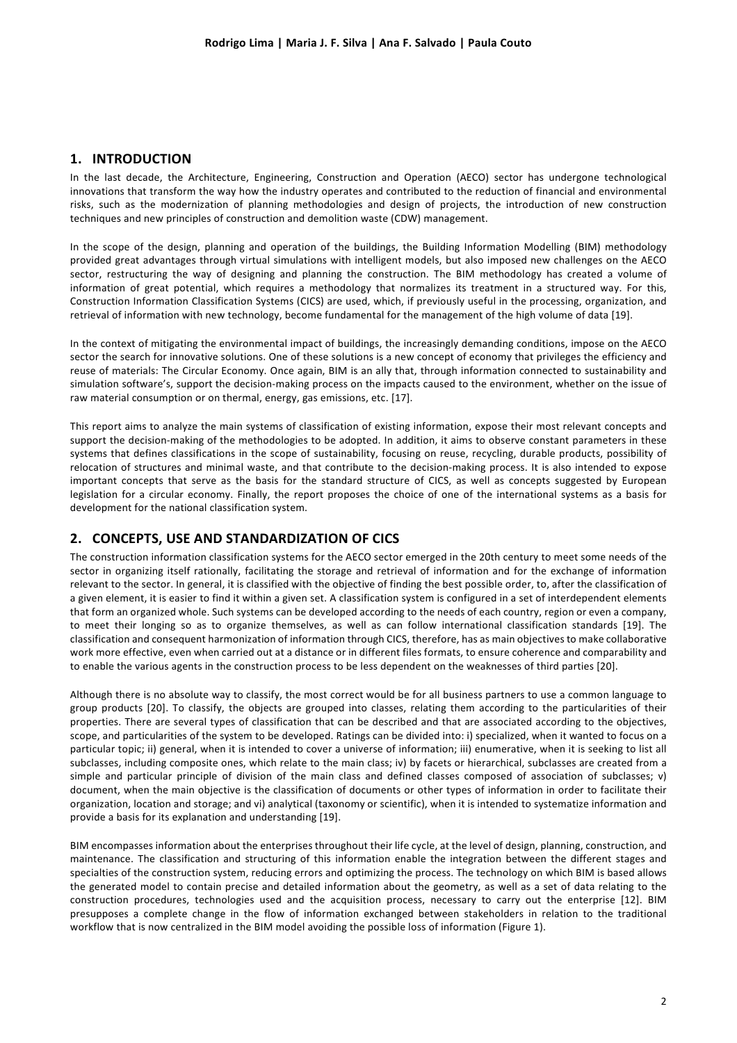## 1. INTRODUCTION

In the last decade, the Architecture, Engineering, Construction and Operation (AECO) sector has undergone technological innovations that transform the way how the industry operates and contributed to the reduction of financial and environmental risks, such as the modernization of planning methodologies and design of projects, the introduction of new construction techniques and new principles of construction and demolition waste (CDW) management.

In the scope of the design, planning and operation of the buildings, the Building Information Modelling (BIM) methodology provided great advantages through virtual simulations with intelligent models, but also imposed new challenges on the AECO sector, restructuring the way of designing and planning the construction. The BIM methodology has created a volume of information of great potential, which requires a methodology that normalizes its treatment in a structured way. For this, Construction Information Classification Systems (CICS) are used, which, if previously useful in the processing, organization, and retrieval of information with new technology, become fundamental for the management of the high volume of data [19].

In the context of mitigating the environmental impact of buildings, the increasingly demanding conditions, impose on the AECO sector the search for innovative solutions. One of these solutions is a new concept of economy that privileges the efficiency and reuse of materials: The Circular Economy. Once again, BIM is an ally that, through information connected to sustainability and simulation software's, support the decision-making process on the impacts caused to the environment, whether on the issue of raw material consumption or on thermal, energy, gas emissions, etc. [17].

This report aims to analyze the main systems of classification of existing information, expose their most relevant concepts and support the decision-making of the methodologies to be adopted. In addition, it aims to observe constant parameters in these systems that defines classifications in the scope of sustainability, focusing on reuse, recycling, durable products, possibility of relocation of structures and minimal waste, and that contribute to the decision-making process. It is also intended to expose important concepts that serve as the basis for the standard structure of CICS, as well as concepts suggested by European legislation for a circular economy. Finally, the report proposes the choice of one of the international systems as a basis for development for the national classification system.

## 2. CONCEPTS, USE AND STANDARDIZATION OF CICS

The construction information classification systems for the AECO sector emerged in the 20th century to meet some needs of the sector in organizing itself rationally, facilitating the storage and retrieval of information and for the exchange of information relevant to the sector. In general, it is classified with the objective of finding the best possible order, to, after the classification of a given element, it is easier to find it within a given set. A classification system is configured in a set of interdependent elements that form an organized whole. Such systems can be developed according to the needs of each country, region or even a company, to meet their longing so as to organize themselves, as well as can follow international classification standards [19]. The classification and consequent harmonization of information through CICS, therefore, has as main objectives to make collaborative work more effective, even when carried out at a distance or in different files formats, to ensure coherence and comparability and to enable the various agents in the construction process to be less dependent on the weaknesses of third parties [20].

Although there is no absolute way to classify, the most correct would be for all business partners to use a common language to group products [20]. To classify, the objects are grouped into classes, relating them according to the particularities of their properties. There are several types of classification that can be described and that are associated according to the objectives, scope, and particularities of the system to be developed. Ratings can be divided into: i) specialized, when it wanted to focus on a particular topic; ii) general, when it is intended to cover a universe of information; iii) enumerative, when it is seeking to list all subclasses, including composite ones, which relate to the main class; iv) by facets or hierarchical, subclasses are created from a simple and particular principle of division of the main class and defined classes composed of association of subclasses; v) document, when the main objective is the classification of documents or other types of information in order to facilitate their organization, location and storage; and vi) analytical (taxonomy or scientific), when it is intended to systematize information and provide a basis for its explanation and understanding [19].

BIM encompasses information about the enterprises throughout their life cycle, at the level of design, planning, construction, and maintenance. The classification and structuring of this information enable the integration between the different stages and specialties of the construction system, reducing errors and optimizing the process. The technology on which BIM is based allows the generated model to contain precise and detailed information about the geometry, as well as a set of data relating to the construction procedures, technologies used and the acquisition process, necessary to carry out the enterprise [12]. BIM presupposes a complete change in the flow of information exchanged between stakeholders in relation to the traditional workflow that is now centralized in the BIM model avoiding the possible loss of information (Figure 1).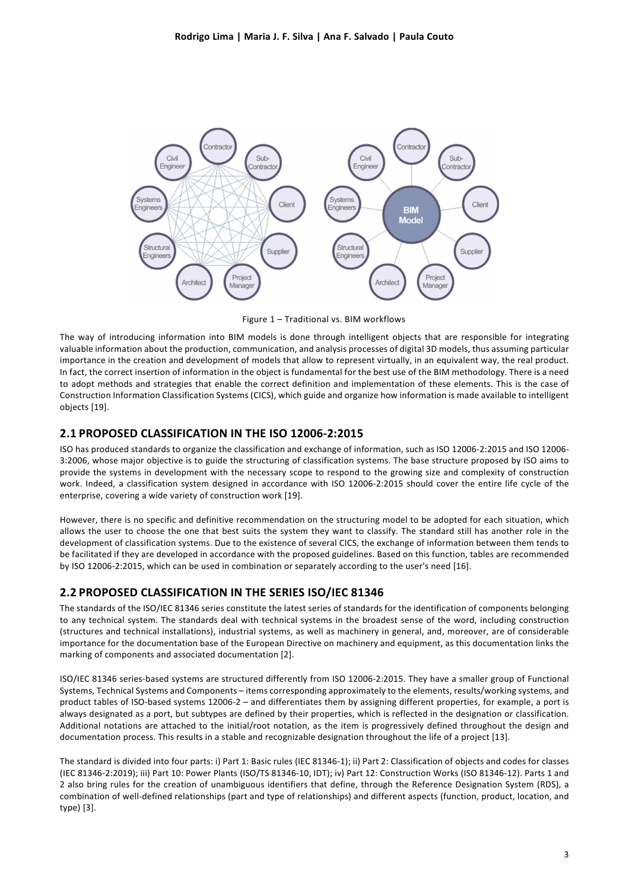Figure 1 – Traditional vs. BIM workflows

The way of introducing information into BIM models is done through intelligent objects that are responsible for integrating valuable information about the production, communication, and analysis processes of digital 3D models, thus assuming particular importance in the creation and development of models that allow to represent virtually, in an equivalent way, the real product. In fact, the correct insertion of information in the object is fundamental for the best use of the BIM methodology. There is a need to adopt methods and strategies that enable the correct definition and implementation of these elements. This is the case of Construction Information Classification Systems (CICS), which guide and organize how information is made available to intelligent objects [19].

## 2.1 PROPOSED CLASSIFICATION IN THE ISO 12006-2:2015

ISO has produced standards to organize the classification and exchange of information, such as ISO 12006-2:2015 and ISO 12006-3:2006, whose major objective is to guide the structuring of classification systems. The base structure proposed by ISO aims to provide the systems in development with the necessary scope to respond to the growing size and complexity of construction work. Indeed, a classification system designed in accordance with ISO 12006-2:2015 should cover the entire life cycle of the enterprise, covering a wide variety of construction work [19].

However, there is no specific and definitive recommendation on the structuring model to be adopted for each situation, which allows the user to choose the one that best suits the system they want to classify. The standard still has another role in the development of classification systems. Due to the existence of several CICS, the exchange of information between them tends to be facilitated if they are developed in accordance with the proposed guidelines. Based on this function, tables are recommended by ISO 12006-2:2015, which can be used in combination or separately according to the user's need [16].

## 2.2 PROPOSED CLASSIFICATION IN THE SERIES ISO/IEC 81346

The standards of the ISO/IEC 81346 series constitute the latest series of standards for the identification of components belonging to any technical system. The standards deal with technical systems in the broadest sense of the word, including construction (structures and technical installations), industrial systems, as well as machinery in general, and, moreover, are of considerable importance for the documentation base of the European Directive on machinery and equipment, as this documentation links the marking of components and associated documentation [2].

ISO/IEC 81346 series-based systems are structured differently from ISO 12006-2:2015. They have a smaller group of Functional Systems, Technical Systems and Components – items corresponding approximately to the elements, results/working systems, and product tables of ISO-based systems 12006-2 – and differentiates them by assigning different properties, for example, a port is always designated as a port, but subtypes are defined by their properties, which is reflected in the designation or classification. Additional notations are attached to the initial/root notation, as the item is progressively defined throughout the design and documentation process. This results in a stable and recognizable designation throughout the life of a project [13].

The standard is divided into four parts: i) Part 1: Basic rules (IEC 81346-1); ii) Part 2: Classification of objects and codes for classes (IEC 81346-2:2019); iii) Part 10: Power Plants (ISO/TS 81346-10, IDT); iv) Part 12: Construction Works (ISO 81346-12). Parts 1 and 2 also bring rules for the creation of unambiguous identifiers that define, through the Reference Designation System (RDS), a combination of well-defined relationships (part and type of relationships) and different aspects (function, product, location, and type) [3].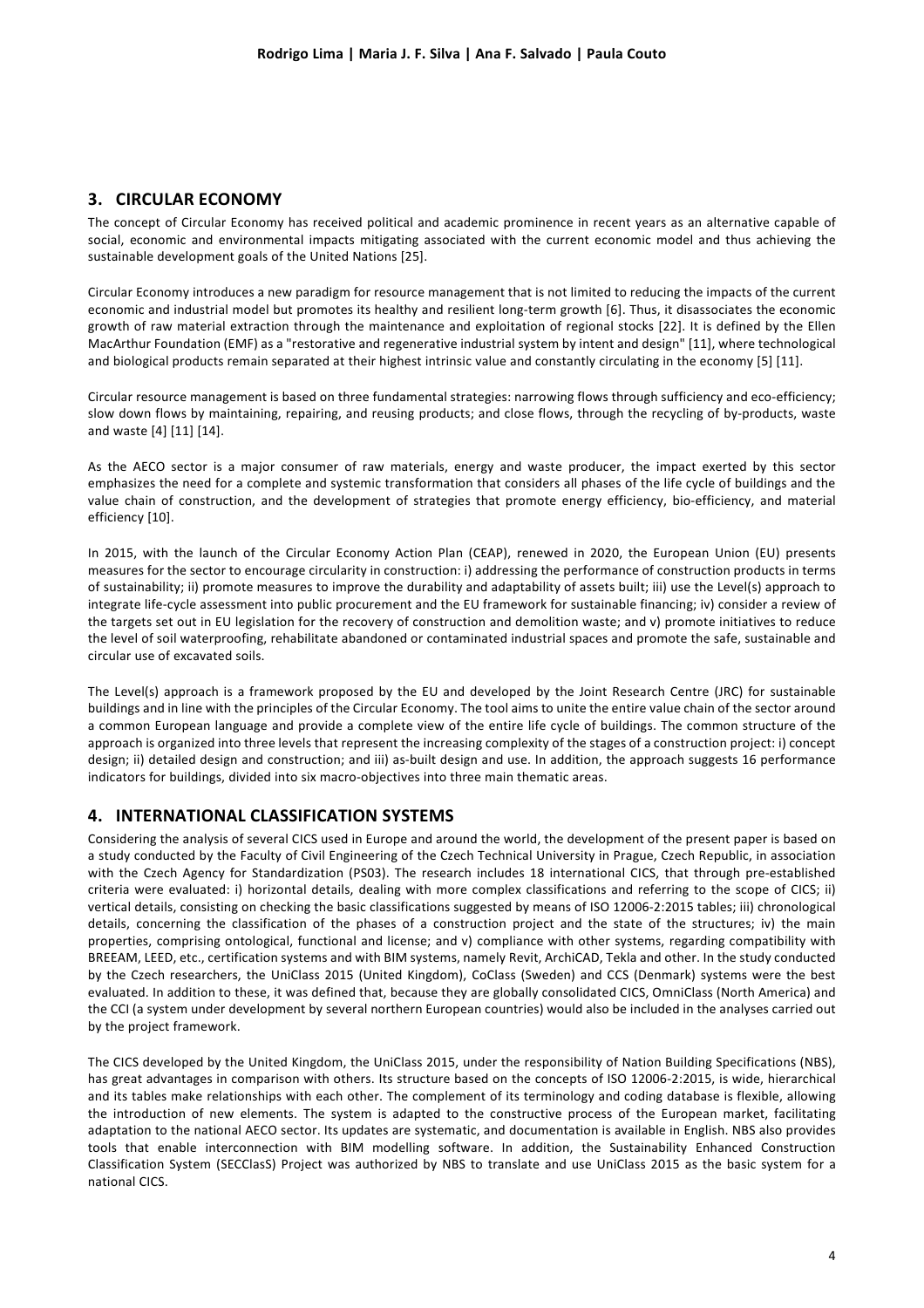## 3. CIRCULAR ECONOMY

The concept of Circular Economy has received political and academic prominence in recent years as an alternative capable of social, economic and environmental impacts mitigating associated with the current economic model and thus achieving the sustainable development goals of the United Nations [25].

Circular Economy introduces a new paradigm for resource management that is not limited to reducing the impacts of the current economic and industrial model but promotes its healthy and resilient long-term growth [6]. Thus, it disassociates the economic growth of raw material extraction through the maintenance and exploitation of regional stocks [22]. It is defined by the Ellen MacArthur Foundation (EMF) as a "restorative and regenerative industrial system by intent and design" [11], where technological and biological products remain separated at their highest intrinsic value and constantly circulating in the economy [5] [11].

Circular resource management is based on three fundamental strategies: narrowing flows through sufficiency and eco-efficiency; slow down flows by maintaining, repairing, and reusing products; and close flows, through the recycling of by-products, waste and waste [4] [11] [14].

As the AECO sector is a major consumer of raw materials, energy and waste producer, the impact exerted by this sector emphasizes the need for a complete and systemic transformation that considers all phases of the life cycle of buildings and the value chain of construction, and the development of strategies that promote energy efficiency, bio-efficiency, and material efficiency [10].

In 2015, with the launch of the Circular Economy Action Plan (CEAP), renewed in 2020, the European Union (EU) presents measures for the sector to encourage circularity in construction: i) addressing the performance of construction products in terms of sustainability; ii) promote measures to improve the durability and adaptability of assets built; iii) use the Level(s) approach to integrate life-cycle assessment into public procurement and the EU framework for sustainable financing; iv) consider a review of the targets set out in EU legislation for the recovery of construction and demolition waste; and v) promote initiatives to reduce the level of soil waterproofing, rehabilitate abandoned or contaminated industrial spaces and promote the safe, sustainable and circular use of excavated soils.

The Level(s) approach is a framework proposed by the EU and developed by the Joint Research Centre (JRC) for sustainable buildings and in line with the principles of the Circular Economy. The tool aims to unite the entire value chain of the sector around a common European language and provide a complete view of the entire life cycle of buildings. The common structure of the approach is organized into three levels that represent the increasing complexity of the stages of a construction project: i) concept design; ii) detailed design and construction; and iii) as-built design and use. In addition, the approach suggests 16 performance indicators for buildings, divided into six macro-objectives into three main thematic areas.

## 4. INTERNATIONAL CLASSIFICATION SYSTEMS

Considering the analysis of several CICS used in Europe and around the world, the development of the present paper is based on a study conducted by the Faculty of Civil Engineering of the Czech Technical University in Prague, Czech Republic, in association with the Czech Agency for Standardization (PS03). The research includes 18 international CICS, that through pre-established criteria were evaluated: i) horizontal details, dealing with more complex classifications and referring to the scope of CICS; ii) vertical details, consisting on checking the basic classifications suggested by means of ISO 12006-2:2015 tables; iii) chronological details, concerning the classification of the phases of a construction project and the state of the structures; iv) the main properties, comprising ontological, functional and license; and v) compliance with other systems, regarding compatibility with BREEAM, LEED, etc., certification systems and with BIM systems, namely Revit, ArchiCAD, Tekla and other. In the study conducted by the Czech researchers, the UniClass 2015 (United Kingdom), CoClass (Sweden) and CCS (Denmark) systems were the best evaluated. In addition to these, it was defined that, because they are globally consolidated CICS, OmniClass (North America) and the CCI (a system under development by several northern European countries) would also be included in the analyses carried out by the project framework.

The CICS developed by the United Kingdom, the UniClass 2015, under the responsibility of Nation Building Specifications (NBS), has great advantages in comparison with others. Its structure based on the concepts of ISO 12006-2:2015, is wide, hierarchical and its tables make relationships with each other. The complement of its terminology and coding database is flexible, allowing the introduction of new elements. The system is adapted to the constructive process of the European market, facilitating adaptation to the national AECO sector. Its updates are systematic, and documentation is available in English. NBS also provides tools that enable interconnection with BIM modelling software. In addition, the Sustainability Enhanced Construction Classification System (SECClasS) Project was authorized by NBS to translate and use UniClass 2015 as the basic system for a national CICS.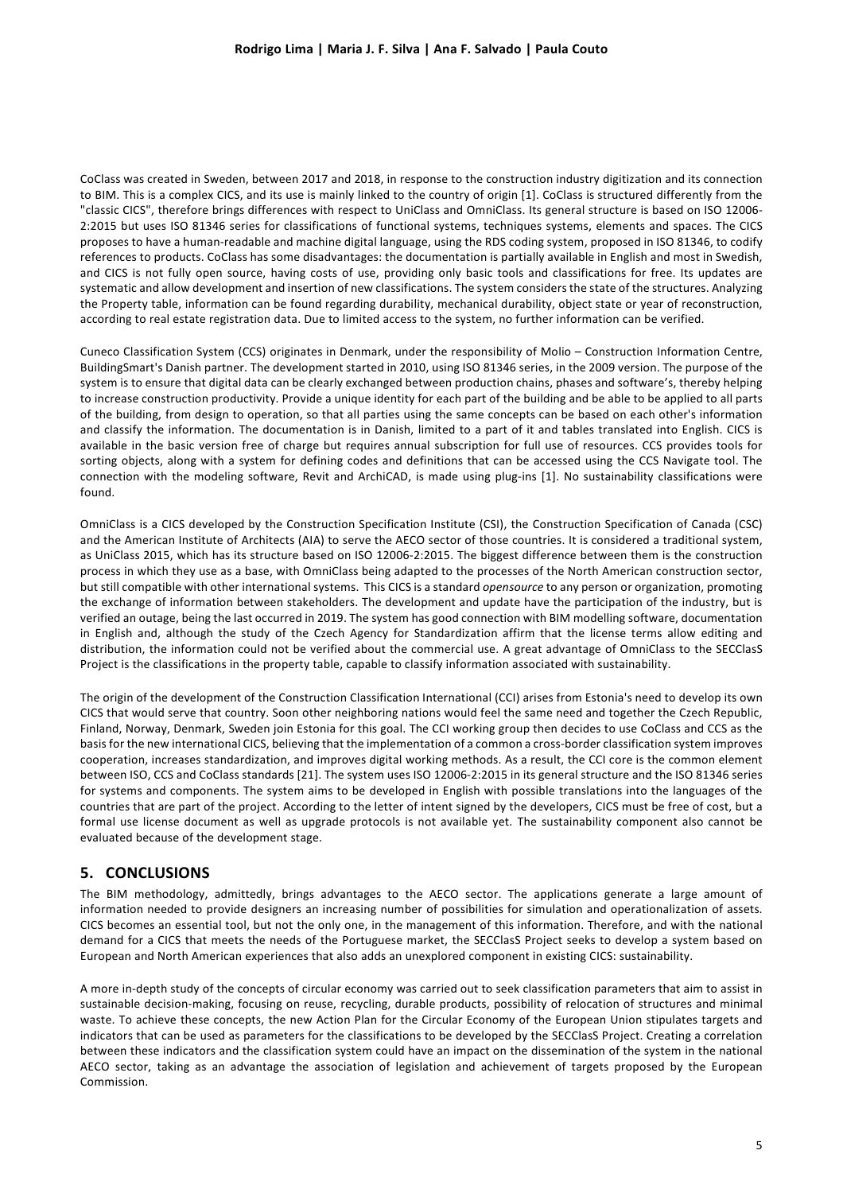CoClass was created in Sweden, between 2017 and 2018, in response to the construction industry digitization and its connection to BIM. This is a complex CICS, and its use is mainly linked to the country of origin [1]. CoClass is structured differently from the "classic CICS", therefore brings differences with respect to UniClass and OmniClass. Its general structure is based on ISO 12006-2:2015 but uses ISO 81346 series for classifications of functional systems, techniques systems, elements and spaces. The CICS proposes to have a human-readable and machine digital language, using the RDS coding system, proposed in ISO 81346, to codify references to products. CoClass has some disadvantages: the documentation is partially available in English and most in Swedish, and CICS is not fully open source, having costs of use, providing only basic tools and classifications for free. Its updates are systematic and allow development and insertion of new classifications. The system considers the state of the structures. Analyzing the Property table, information can be found regarding durability, mechanical durability, object state or year of reconstruction, according to real estate registration data. Due to limited access to the system, no further information can be verified.

Cuneco Classification System (CCS) originates in Denmark, under the responsibility of Molio – Construction Information Centre, BuildingSmart's Danish partner. The development started in 2010, using ISO 81346 series, in the 2009 version. The purpose of the system is to ensure that digital data can be clearly exchanged between production chains, phases and software's, thereby helping to increase construction productivity. Provide a unique identity for each part of the building and be able to be applied to all parts of the building, from design to operation, so that all parties using the same concepts can be based on each other's information and classify the information. The documentation is in Danish, limited to a part of it and tables translated into English. CICS is available in the basic version free of charge but requires annual subscription for full use of resources. CCS provides tools for sorting objects, along with a system for defining codes and definitions that can be accessed using the CCS Navigate tool. The connection with the modeling software, Revit and ArchiCAD, is made using plug-ins [1]. No sustainability classifications were found.

OmniClass is a CICS developed by the Construction Specification Institute (CSI), the Construction Specification of Canada (CSC) and the American Institute of Architects (AIA) to serve the AECO sector of those countries. It is considered a traditional system, as UniClass 2015, which has its structure based on ISO 12006-2:2015. The biggest difference between them is the construction process in which they use as a base, with OmniClass being adapted to the processes of the North American construction sector, but still compatible with other international systems. This CICS is a standard *opensource* to any person or organization, promoting the exchange of information between stakeholders. The development and update have the participation of the industry, but is verified an outage, being the last occurred in 2019. The system has good connection with BIM modelling software, documentation in English and, although the study of the Czech Agency for Standardization affirm that the license terms allow editing and distribution, the information could not be verified about the commercial use. A great advantage of OmniClass to the SECClasS Project is the classifications in the property table, capable to classify information associated with sustainability.

The origin of the development of the Construction Classification International (CCI) arises from Estonia's need to develop its own CICS that would serve that country. Soon other neighboring nations would feel the same need and together the Czech Republic, Finland, Norway, Denmark, Sweden join Estonia for this goal. The CCI working group then decides to use CoClass and CCS as the basis for the new international CICS, believing that the implementation of a common cross-border classification system improves cooperation, increases standardization, and improves digital working methods. As a result, the CCI core is the common element between ISO, CCS and CoClass standards [21]. The system uses ISO 12006-2:2015 in its general structure and the ISO 81346 series for systems and components. The system aims to be developed in English with possible translations into the languages of the countries that are part of the project. According to the letter of intent signed by the developers, CICS must be free of cost, but a formal use license document as well as upgrade protocols is not available yet. The sustainability component also cannot be evaluated because of the development stage.

## 5. CONCLUSIONS

The BIM methodology, admittedly, brings advantages to the AECO sector. The applications generate a large amount of information needed to provide designers an increasing number of possibilities for simulation and operationalization of assets. CICS becomes an essential tool, but not the only one, in the management of this information. Therefore, and with the national demand for a CICS that meets the needs of the Portuguese market, the SECClasS Project seeks to develop a system based on European and North American experiences that also adds an unexplored component in existing CICS: sustainability.

A more in-depth study of the concepts of circular economy was carried out to seek classification parameters that aim to assist in sustainable decision-making, focusing on reuse, recycling, durable products, possibility of relocation of structures and minimal waste. To achieve these concepts, the new Action Plan for the Circular Economy of the European Union stipulates targets and indicators that can be used as parameters for the classifications to be developed by the SECClasS Project. Creating a correlation between these indicators and the classification system could have an impact on the dissemination of the system in the national AECO sector, taking as an advantage the association of legislation and achievement of targets proposed by the European Commission.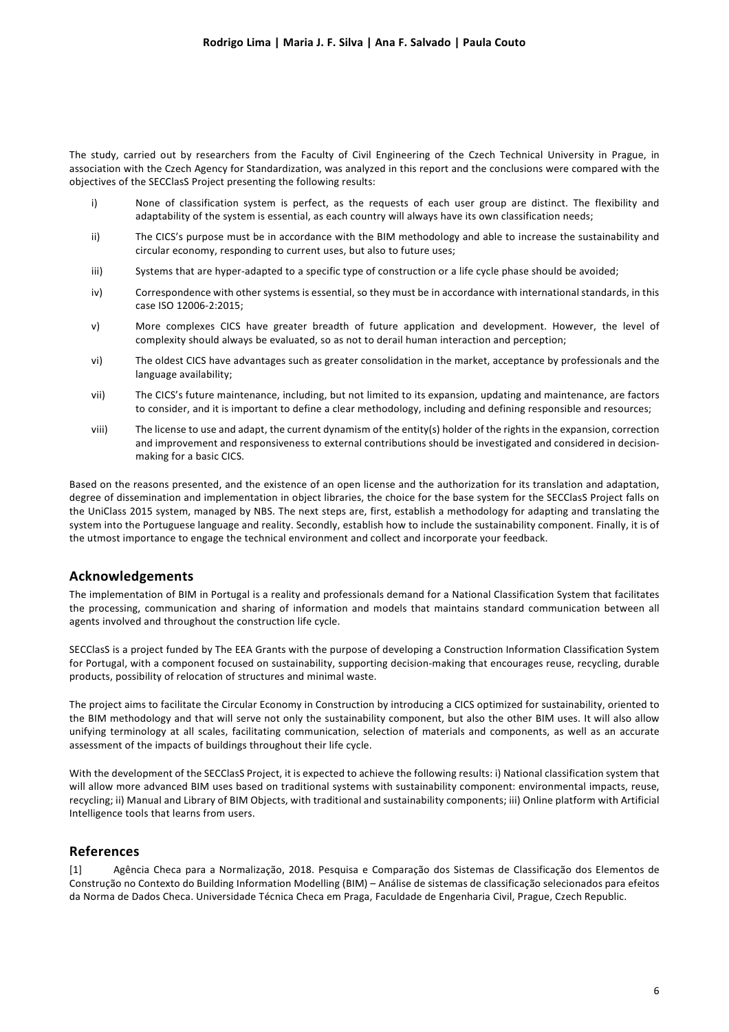The study, carried out by researchers from the Faculty of Civil Engineering of the Czech Technical University in Prague, in association with the Czech Agency for Standardization, was analyzed in this report and the conclusions were compared with the objectives of the SECClasS Project presenting the following results:

i) None of classification system is perfect, as the requests of each user group are distinct. The flexibility and adaptability of the system is essential, as each country will always have its own classification needs;

ii) The CICS's purpose must be in accordance with the BIM methodology and able to increase the sustainability and circular economy, responding to current uses, but also to future uses;

iii) Systems that are hyper-adapted to a specific type of construction or a life cycle phase should be avoided;

iv) Correspondence with other systems is essential, so they must be in accordance with international standards, in this case ISO 12006-2:2015;

v) More complexes CICS have greater breadth of future application and development. However, the level of complexity should always be evaluated, so as not to derail human interaction and perception;

vi) The oldest CICS have advantages such as greater consolidation in the market, acceptance by professionals and the language availability;

vii) The CICS's future maintenance, including, but not limited to its expansion, updating and maintenance, are factors to consider, and it is important to define a clear methodology, including and defining responsible and resources;

viii) The license to use and adapt, the current dynamism of the entity(s) holder of the rights in the expansion, correction and improvement and responsiveness to external contributions should be investigated and considered in decision-making for a basic CICS.

Based on the reasons presented, and the existence of an open license and the authorization for its translation and adaptation, degree of dissemination and implementation in object libraries, the choice for the base system for the SECClasS Project falls on the UniClass 2015 system, managed by NBS. The next steps are, first, establish a methodology for adapting and translating the system into the Portuguese language and reality. Secondly, establish how to include the sustainability component. Finally, it is of the utmost importance to engage the technical environment and collect and incorporate your feedback.

## Acknowledgements

The implementation of BIM in Portugal is a reality and professionals demand for a National Classification System that facilitates the processing, communication and sharing of information and models that maintains standard communication between all agents involved and throughout the construction life cycle.

SECClasS is a project funded by The EEA Grants with the purpose of developing a Construction Information Classification System for Portugal, with a component focused on sustainability, supporting decision-making that encourages reuse, recycling, durable products, possibility of relocation of structures and minimal waste.

The project aims to facilitate the Circular Economy in Construction by introducing a CICS optimized for sustainability, oriented to the BIM methodology and that will serve not only the sustainability component, but also the other BIM uses. It will also allow unifying terminology at all scales, facilitating communication, selection of materials and components, as well as an accurate assessment of the impacts of buildings throughout their life cycle.

With the development of the SECClasS Project, it is expected to achieve the following results: i) National classification system that will allow more advanced BIM uses based on traditional systems with sustainability component: environmental impacts, reuse, recycling; ii) Manual and Library of BIM Objects, with traditional and sustainability components; iii) Online platform with Artificial Intelligence tools that learns from users.

## References

[1] Agência Checa para a Normalização, 2018. Pesquisa e Comparação dos Sistemas de Classificação dos Elementos de Construção no Contexto do Building Information Modelling (BIM) – Análise de sistemas de classificação selecionados para efeitos da Norma de Dados Checa. Universidade Técnica Checa em Praga, Faculdade de Engenharia Civil, Prague, Czech Republic.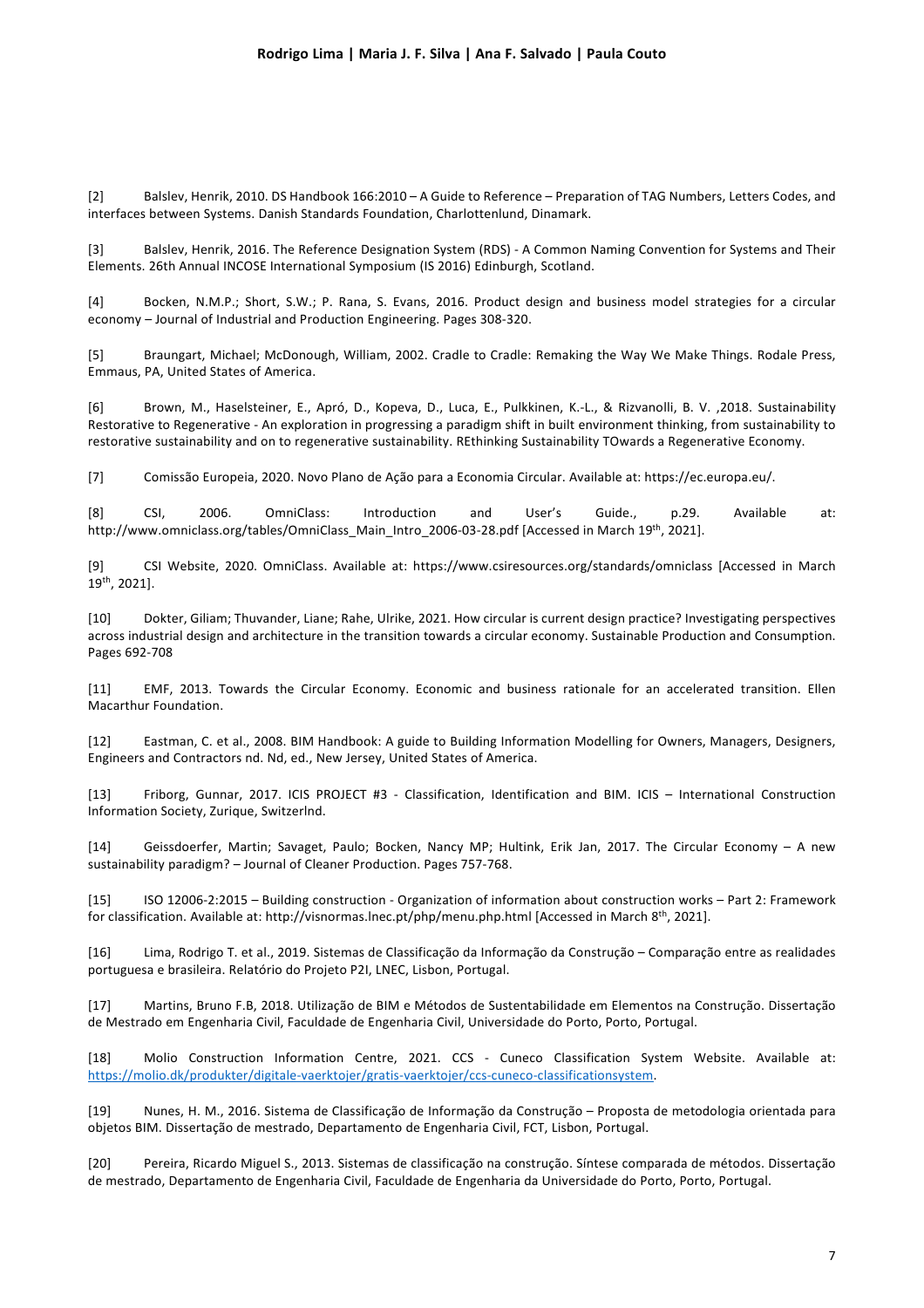[2] Balslev, Henrik, 2010. DS Handbook 166:2010 – A Guide to Reference – Preparation of TAG Numbers, Letters Codes, and interfaces between Systems. Danish Standards Foundation, Charlottenlund, Dinamark.

[3] Balslev, Henrik, 2016. The Reference Designation System (RDS) - A Common Naming Convention for Systems and Their Elements. 26th Annual INCOSE International Symposium (IS 2016) Edinburgh, Scotland.

[4] Bocken, N.M.P.; Short, S.W.; P. Rana, S. Evans, 2016. Product design and business model strategies for a circular economy – Journal of Industrial and Production Engineering. Pages 308-320.

[5] Braungart, Michael; McDonough, William, 2002. Cradle to Cradle: Remaking the Way We Make Things. Rodale Press, Emmaus, PA, United States of America.

[6] Brown, M., Haselsteiner, E., Apró, D., Kopeva, D., Luca, E., Pulkkinen, K.-L., & Rizvanolli, B. V. ,2018. Sustainability Restorative to Regenerative - An exploration in progressing a paradigm shift in built environment thinking, from sustainability to restorative sustainability and on to regenerative sustainability. REthinking Sustainability TOwards a Regenerative Economy.

[7] Comissão Europeia, 2020. Novo Plano de Ação para a Economia Circular. Available at: https://ec.europa.eu/.

[8] CSI, 2006. OmniClass: Introduction and User's Guide., p.29. Available at: http://www.omniclass.org/tables/OmniClass_Main_Intro_2006-03-28.pdf [Accessed in March 19th, 2021].

[9] CSI Website, 2020. OmniClass. Available at: https://www.csiresources.org/standards/omniclass [Accessed in March 19th, 2021].

[10] Dokter, Giliam; Thuvander, Liane; Rahe, Ulrike, 2021. How circular is current design practice? Investigating perspectives across industrial design and architecture in the transition towards a circular economy. Sustainable Production and Consumption. Pages 692-708

[11] EMF, 2013. Towards the Circular Economy. Economic and business rationale for an accelerated transition. Ellen Macarthur Foundation.

[12] Eastman, C. et al., 2008. BIM Handbook: A guide to Building Information Modelling for Owners, Managers, Designers, Engineers and Contractors nd. Nd, ed., New Jersey, United States of America.

[13] Friborg, Gunnar, 2017. ICIS PROJECT #3 - Classification, Identification and BIM. ICIS – International Construction Information Society, Zurique, Switzerlnd.

[14] Geissdoerfer, Martin; Savaget, Paulo; Bocken, Nancy MP; Hultink, Erik Jan, 2017. The Circular Economy – A new sustainability paradigm? – Journal of Cleaner Production. Pages 757-768.

[15] ISO 12006-2:2015 – Building construction - Organization of information about construction works – Part 2: Framework for classification. Available at: http://visnormas.lnec.pt/php/menu.php.html [Accessed in March 8th, 2021].

[16] Lima, Rodrigo T. et al., 2019. Sistemas de Classificação da Informação da Construção – Comparação entre as realidades portuguesa e brasileira. Relatório do Projeto P2I, LNEC, Lisbon, Portugal.

[17] Martins, Bruno F.B, 2018. Utilização de BIM e Métodos de Sustentabilidade em Elementos na Construção. Dissertação de Mestrado em Engenharia Civil, Faculdade de Engenharia Civil, Universidade do Porto, Porto, Portugal.

[18] Molio Construction Information Centre, 2021. CCS - Cuneco Classification System Website. Available at: https://molio.dk/produkter/digitale-vaerktojer/gratis-vaerktojer/ccs-cuneco-classificationsystem.

[19] Nunes, H. M., 2016. Sistema de Classificação de Informação da Construção – Proposta de metodologia orientada para objetos BIM. Dissertação de mestrado, Departamento de Engenharia Civil, FCT, Lisbon, Portugal.

[20] Pereira, Ricardo Miguel S., 2013. Sistemas de classificação na construção. Síntese comparada de métodos. Dissertação de mestrado, Departamento de Engenharia Civil, Faculdade de Engenharia da Universidade do Porto, Porto, Portugal.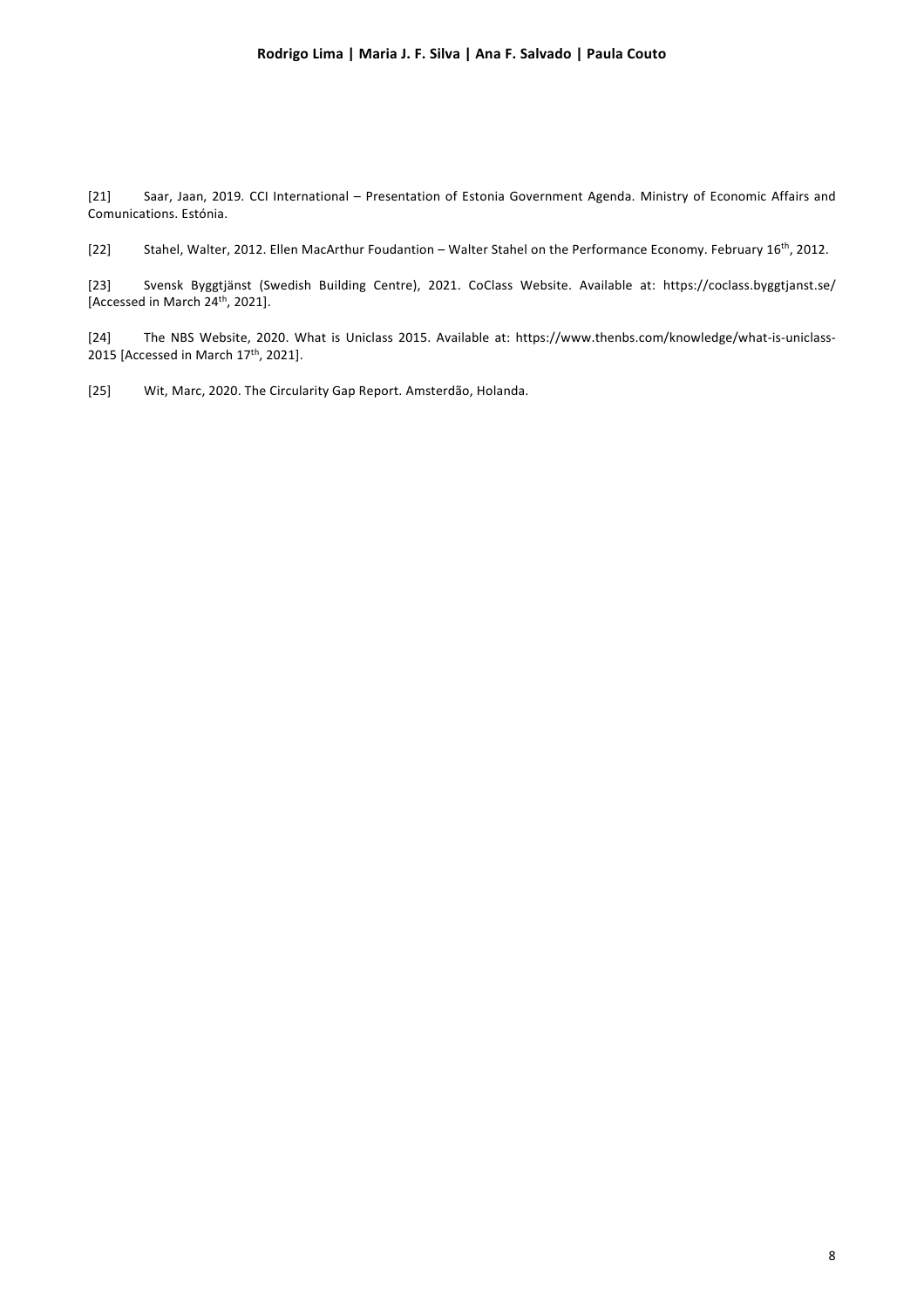[21] Saar, Jaan, 2019. CCI International – Presentation of Estonia Government Agenda. Ministry of Economic Affairs and Comunications. Estónia.

[22] Stahel, Walter, 2012. Ellen MacArthur Foudantion – Walter Stahel on the Performance Economy. February 16th, 2012.

[23] Svensk Byggtjänst (Swedish Building Centre), 2021. CoClass Website. Available at: https://coclass.byggtjanst.se/ [Accessed in March 24th, 2021].

[24] The NBS Website, 2020. What is Uniclass 2015. Available at: https://www.thenbs.com/knowledge/what-is-uniclass-2015 [Accessed in March 17th, 2021].

[25] Wit, Marc, 2020. The Circularity Gap Report. Amsterdão, Holanda.